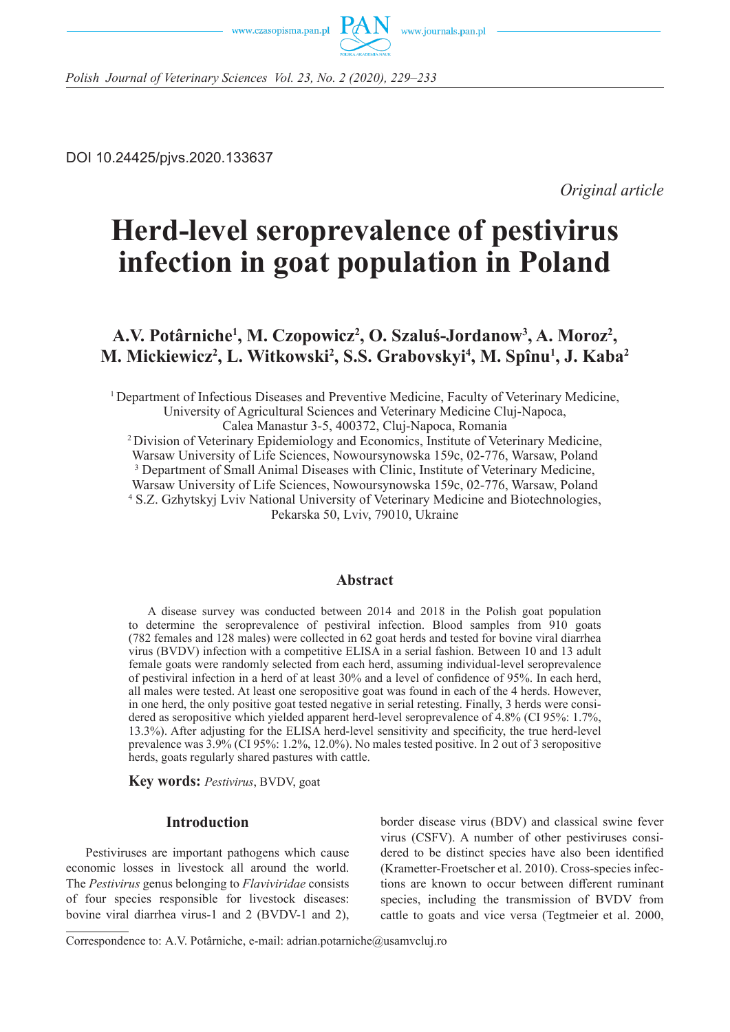DOI 10.24425/pjvs.2020.133637

*Original article*

# Herd-level seroprevalence of pestivirus infection in goat population in Poland

**A.V. Potârniche[1], M. Czopowicz[2], O. Szaluś-Jordanow[3], A. Moroz[2], M. Mickiewicz[2], L. Witkowski[2], S.S. Grabovskyi[4], M. Spînu[1], J. Kaba[2]**

[1] Department of Infectious Diseases and Preventive Medicine, Faculty of Veterinary Medicine, University of Agricultural Sciences and Veterinary Medicine Cluj-Napoca, Calea Manastur 3-5, 400372, Cluj-Napoca, Romania
[2] Division of Veterinary Epidemiology and Economics, Institute of Veterinary Medicine, Warsaw University of Life Sciences, Nowoursynowska 159c, 02-776, Warsaw, Poland
[3] Department of Small Animal Diseases with Clinic, Institute of Veterinary Medicine, Warsaw University of Life Sciences, Nowoursynowska 159c, 02-776, Warsaw, Poland
[4] S.Z. Gzhytskyj Lviv National University of Veterinary Medicine and Biotechnologies, Pekarska 50, Lviv, 79010, Ukraine

## Abstract

A disease survey was conducted between 2014 and 2018 in the Polish goat population to determine the seroprevalence of pestiviral infection. Blood samples from 910 goats (782 females and 128 males) were collected in 62 goat herds and tested for bovine viral diarrhea virus (BVDV) infection with a competitive ELISA in a serial fashion. Between 10 and 13 adult female goats were randomly selected from each herd, assuming individual-level seroprevalence of pestiviral infection in a herd of at least 30% and a level of confidence of 95%. In each herd, all males were tested. At least one seropositive goat was found in each of the 4 herds. However, in one herd, the only positive goat tested negative in serial retesting. Finally, 3 herds were considered as seropositive which yielded apparent herd-level seroprevalence of 4.8% (CI 95%: 1.7%, 13.3%). After adjusting for the ELISA herd-level sensitivity and specificity, the true herd-level prevalence was 3.9% (CI 95%: 1.2%, 12.0%). No males tested positive. In 2 out of 3 seropositive herds, goats regularly shared pastures with cattle.

**Key words:** *Pestivirus*, BVDV, goat

## Introduction

Pestiviruses are important pathogens which cause economic losses in livestock all around the world. The *Pestivirus* genus belonging to *Flaviviridae* consists of four species responsible for livestock diseases: bovine viral diarrhea virus-1 and 2 (BVDV-1 and 2), border disease virus (BDV) and classical swine fever virus (CSFV). A number of other pestiviruses considered to be distinct species have also been identified (Krametter-Froetscher et al. 2010). Cross-species infections are known to occur between different ruminant species, including the transmission of BVDV from cattle to goats and vice versa (Tegtmeier et al. 2000,

Correspondence to: A.V. Potârniche, e-mail: adrian.potarniche@usamvcluj.ro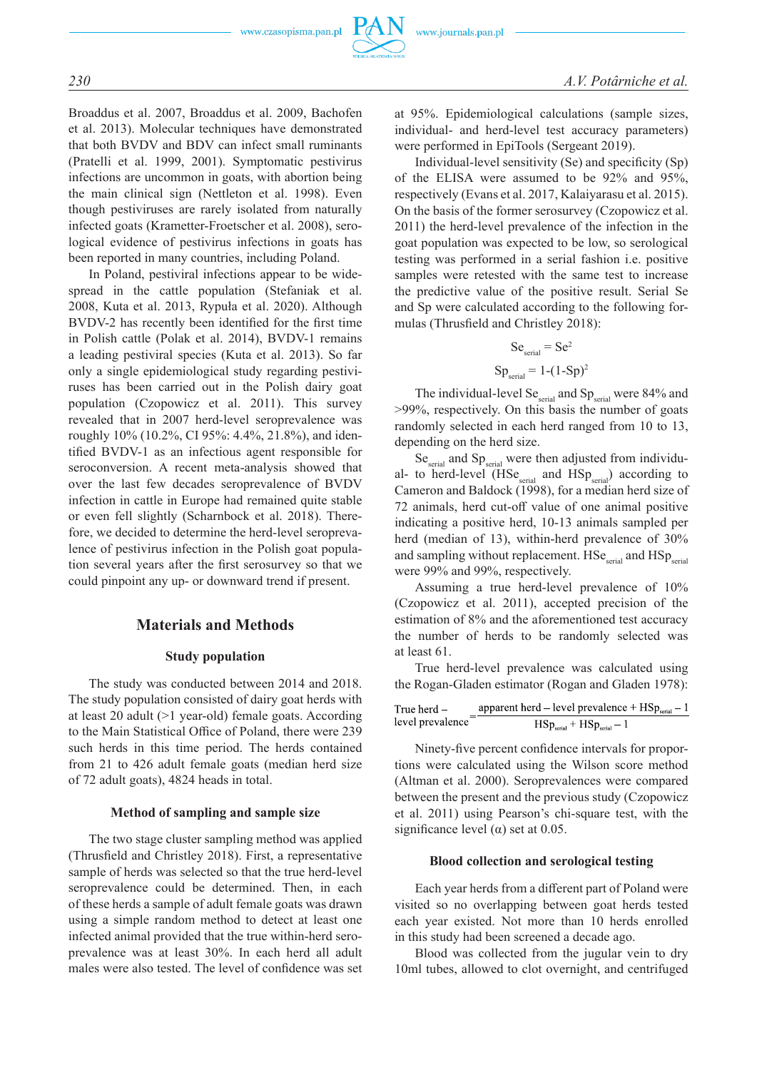Broaddus et al. 2007, Broaddus et al. 2009, Bachofen et al. 2013). Molecular techniques have demonstrated that both BVDV and BDV can infect small ruminants (Pratelli et al. 1999, 2001). Symptomatic pestivirus infections are uncommon in goats, with abortion being the main clinical sign (Nettleton et al. 1998). Even though pestiviruses are rarely isolated from naturally infected goats (Krametter-Froetscher et al. 2008), serological evidence of pestivirus infections in goats has been reported in many countries, including Poland.

In Poland, pestiviral infections appear to be widespread in the cattle population (Stefaniak et al. 2008, Kuta et al. 2013, Rypuła et al. 2020). Although BVDV-2 has recently been identified for the first time in Polish cattle (Polak et al. 2014), BVDV-1 remains a leading pestiviral species (Kuta et al. 2013). So far only a single epidemiological study regarding pestiviruses has been carried out in the Polish dairy goat population (Czopowicz et al. 2011). This survey revealed that in 2007 herd-level seroprevalence was roughly 10% (10.2%, CI 95%: 4.4%, 21.8%), and identified BVDV-1 as an infectious agent responsible for seroconversion. A recent meta-analysis showed that over the last few decades seroprevalence of BVDV infection in cattle in Europe had remained quite stable or even fell slightly (Scharnbock et al. 2018). Therefore, we decided to determine the herd-level seroprevalence of pestivirus infection in the Polish goat population several years after the first serosurvey so that we could pinpoint any up- or downward trend if present.

## Materials and Methods

### Study population

The study was conducted between 2014 and 2018. The study population consisted of dairy goat herds with at least 20 adult (>1 year-old) female goats. According to the Main Statistical Office of Poland, there were 239 such herds in this time period. The herds contained from 21 to 426 adult female goats (median herd size of 72 adult goats), 4824 heads in total.

### Method of sampling and sample size

The two stage cluster sampling method was applied (Thrusfield and Christley 2018). First, a representative sample of herds was selected so that the true herd-level seroprevalence could be determined. Then, in each of these herds a sample of adult female goats was drawn using a simple random method to detect at least one infected animal provided that the true within-herd seroprevalence was at least 30%. In each herd all adult males were also tested. The level of confidence was set at 95%. Epidemiological calculations (sample sizes, individual- and herd-level test accuracy parameters) were performed in EpiTools (Sergeant 2019).

Individual-level sensitivity (Se) and specificity (Sp) of the ELISA were assumed to be 92% and 95%, respectively (Evans et al. 2017, Kalaiyarasu et al. 2015). On the basis of the former serosurvey (Czopowicz et al. 2011) the herd-level prevalence of the infection in the goat population was expected to be low, so serological testing was performed in a serial fashion i.e. positive samples were retested with the same test to increase the predictive value of the positive result. Serial Se and Sp were calculated according to the following formulas (Thrusfield and Christley 2018):

$$Se_{serial} = Se^2$$

$$Sp_{serial} = 1\text{-}(1\text{-}Sp)^2$$

The individual-level $Se_{serial}$ and $Sp_{serial}$ were 84% and >99%, respectively. On this basis the number of goats randomly selected in each herd ranged from 10 to 13, depending on the herd size.

$Se_{serial}$ and $Sp_{serial}$ were then adjusted from individual- to herd-level ($HSe_{serial}$ and $HSp_{serial}$) according to Cameron and Baldock (1998), for a median herd size of 72 animals, herd cut-off value of one animal positive indicating a positive herd, 10-13 animals sampled per herd (median of 13), within-herd prevalence of 30% and sampling without replacement. $HSe_{serial}$ and $HSp_{serial}$ were 99% and 99%, respectively.

Assuming a true herd-level prevalence of 10% (Czopowicz et al. 2011), accepted precision of the estimation of 8% and the aforementioned test accuracy the number of herds to be randomly selected was at least 61.

True herd-level prevalence was calculated using the Rogan-Gladen estimator (Rogan and Gladen 1978):

$$\text{True herd – level prevalence} = \frac{\text{apparent herd – level prevalence} + HSp_{serial} - 1}{HSp_{serial} + HSp_{serial} - 1}$$

Ninety-five percent confidence intervals for proportions were calculated using the Wilson score method (Altman et al. 2000). Seroprevalences were compared between the present and the previous study (Czopowicz et al. 2011) using Pearson's chi-square test, with the significance level (α) set at 0.05.

### Blood collection and serological testing

Each year herds from a different part of Poland were visited so no overlapping between goat herds tested each year existed. Not more than 10 herds enrolled in this study had been screened a decade ago.

Blood was collected from the jugular vein to dry 10ml tubes, allowed to clot overnight, and centrifuged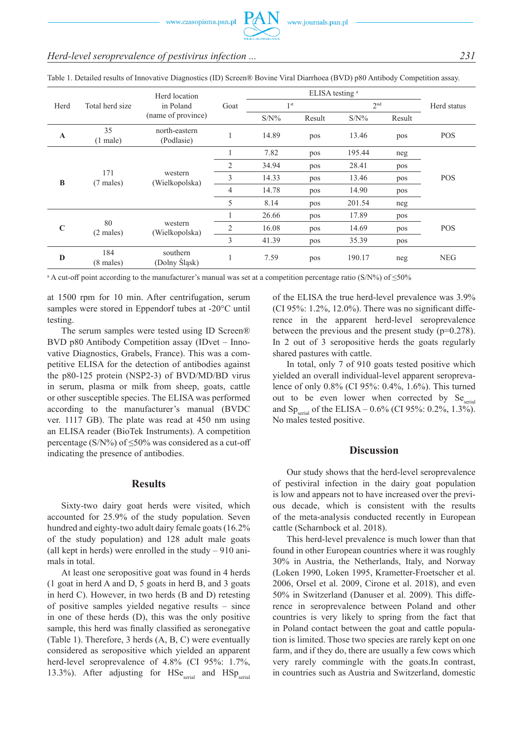Table 1. Detailed results of Innovative Diagnostics (ID) Screen® Bovine Viral Diarrhoea (BVD) p80 Antibody Competition assay.

| Herd | Total herd size | Herd location in Poland (name of province) | Goat | ELISA testing [a] | | | | Herd status |
|---|---|---|---|---|---|---|---|---|
| | | | | 1st | | 2nd | | |
| | | | | S/N% | Result | S/N% | Result | |
| **A** | 35 (1 male) | north-eastern (Podlasie) | 1 | 14.89 | pos | 13.46 | pos | POS |
| **B** | 171 (7 males) | western (Wielkopolska) | 1 | 7.82 | pos | 195.44 | neg | POS |
| | | | 2 | 34.94 | pos | 28.41 | pos | |
| | | | 3 | 14.33 | pos | 13.46 | pos | |
| | | | 4 | 14.78 | pos | 14.90 | pos | |
| | | | 5 | 8.14 | pos | 201.54 | neg | |
| **C** | 80 (2 males) | western (Wielkopolska) | 1 | 26.66 | pos | 17.89 | pos | POS |
| | | | 2 | 16.08 | pos | 14.69 | pos | |
| | | | 3 | 41.39 | pos | 35.39 | pos | |
| **D** | 184 (8 males) | southern (Dolny Śląsk) | 1 | 7.59 | pos | 190.17 | neg | NEG |

[a] A cut-off point according to the manufacturer's manual was set at a competition percentage ratio (S/N%) of ≤50%

at 1500 rpm for 10 min. After centrifugation, serum samples were stored in Eppendorf tubes at -20°C until testing.

The serum samples were tested using ID Screen® BVD p80 Antibody Competition assay (IDvet – Innovative Diagnostics, Grabels, France). This was a competitive ELISA for the detection of antibodies against the p80-125 protein (NSP2-3) of BVD/MD/BD virus in serum, plasma or milk from sheep, goats, cattle or other susceptible species. The ELISA was performed according to the manufacturer's manual (BVDC ver. 1117 GB). The plate was read at 450 nm using an ELISA reader (BioTek Instruments). A competition percentage (S/N%) of ≤50% was considered as a cut-off indicating the presence of antibodies.

## Results

Sixty-two dairy goat herds were visited, which accounted for 25.9% of the study population. Seven hundred and eighty-two adult dairy female goats (16.2% of the study population) and 128 adult male goats (all kept in herds) were enrolled in the study – 910 animals in total.

At least one seropositive goat was found in 4 herds (1 goat in herd A and D, 5 goats in herd B, and 3 goats in herd C). However, in two herds (B and D) retesting of positive samples yielded negative results – since in one of these herds (D), this was the only positive sample, this herd was finally classified as seronegative (Table 1). Therefore, 3 herds (A, B, C) were eventually considered as seropositive which yielded an apparent herd-level seroprevalence of 4.8% (CI 95%: 1.7%, 13.3%). After adjusting for $HSe_{serial}$ and $HSp_{serial}$ of the ELISA the true herd-level prevalence was 3.9% (CI 95%: 1.2%, 12.0%). There was no significant difference in the apparent herd-level seroprevalence between the previous and the present study (p=0.278). In 2 out of 3 seropositive herds the goats regularly shared pastures with cattle.

In total, only 7 of 910 goats tested positive which yielded an overall individual-level apparent seroprevalence of only 0.8% (CI 95%: 0.4%, 1.6%). This turned out to be even lower when corrected by $Se_{serial}$ and $Sp_{serial}$ of the ELISA – 0.6% (CI 95%: 0.2%, 1.3%). No males tested positive.

## Discussion

Our study shows that the herd-level seroprevalence of pestiviral infection in the dairy goat population is low and appears not to have increased over the previous decade, which is consistent with the results of the meta-analysis conducted recently in European cattle (Scharnbock et al. 2018).

This herd-level prevalence is much lower than that found in other European countries where it was roughly 30% in Austria, the Netherlands, Italy, and Norway (Loken 1990, Loken 1995, Krametter-Froetscher et al. 2006, Orsel et al. 2009, Cirone et al. 2018), and even 50% in Switzerland (Danuser et al. 2009). This difference in seroprevalence between Poland and other countries is very likely to spring from the fact that in Poland contact between the goat and cattle population is limited. Those two species are rarely kept on one farm, and if they do, there are usually a few cows which very rarely commingle with the goats.In contrast, in countries such as Austria and Switzerland, domestic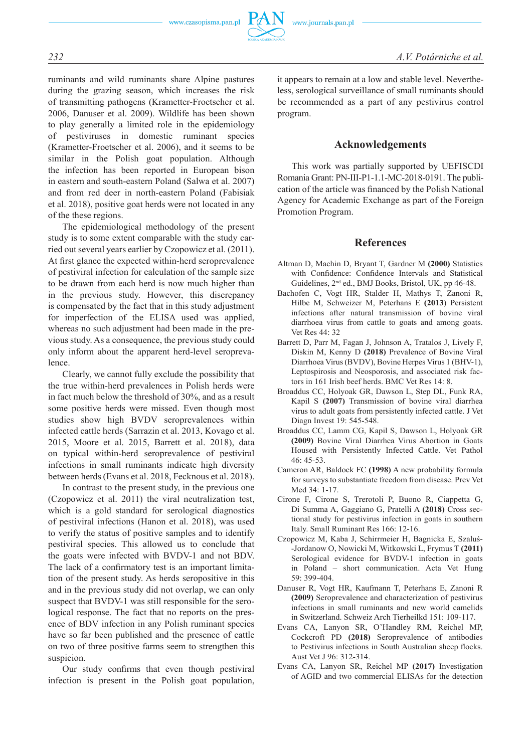ruminants and wild ruminants share Alpine pastures during the grazing season, which increases the risk of transmitting pathogens (Krametter-Froetscher et al. 2006, Danuser et al. 2009). Wildlife has been shown to play generally a limited role in the epidemiology of pestiviruses in domestic ruminant species (Krametter-Froetscher et al. 2006), and it seems to be similar in the Polish goat population. Although the infection has been reported in European bison in eastern and south-eastern Poland (Salwa et al. 2007) and from red deer in north-eastern Poland (Fabisiak et al. 2018), positive goat herds were not located in any of the these regions.

The epidemiological methodology of the present study is to some extent comparable with the study carried out several years earlier by Czopowicz et al. (2011). At first glance the expected within-herd seroprevalence of pestiviral infection for calculation of the sample size to be drawn from each herd is now much higher than in the previous study. However, this discrepancy is compensated by the fact that in this study adjustment for imperfection of the ELISA used was applied, whereas no such adjustment had been made in the previous study. As a consequence, the previous study could only inform about the apparent herd-level seroprevalence.

Clearly, we cannot fully exclude the possibility that the true within-herd prevalences in Polish herds were in fact much below the threshold of 30%, and as a result some positive herds were missed. Even though most studies show high BVDV seroprevalences within infected cattle herds (Sarrazin et al. 2013, Kovago et al. 2015, Moore et al. 2015, Barrett et al. 2018), data on typical within-herd seroprevalence of pestiviral infections in small ruminants indicate high diversity between herds (Evans et al. 2018, Fecknous et al. 2018).

In contrast to the present study, in the previous one (Czopowicz et al. 2011) the viral neutralization test, which is a gold standard for serological diagnostics of pestiviral infections (Hanon et al. 2018), was used to verify the status of positive samples and to identify pestiviral species. This allowed us to conclude that the goats were infected with BVDV-1 and not BDV. The lack of a confirmatory test is an important limitation of the present study. As herds seropositive in this and in the previous study did not overlap, we can only suspect that BVDV-1 was still responsible for the serological response. The fact that no reports on the presence of BDV infection in any Polish ruminant species have so far been published and the presence of cattle on two of three positive farms seem to strengthen this suspicion.

Our study confirms that even though pestiviral infection is present in the Polish goat population, it appears to remain at a low and stable level. Nevertheless, serological surveillance of small ruminants should be recommended as a part of any pestivirus control program.

## Acknowledgements

This work was partially supported by UEFISCDI Romania Grant: PN-III-P1-1.1-MC-2018-0191. The publication of the article was financed by the Polish National Agency for Academic Exchange as part of the Foreign Promotion Program.

## References

Altman D, Machin D, Bryant T, Gardner M **(2000)** Statistics with Confidence: Confidence Intervals and Statistical Guidelines, 2nd ed., BMJ Books, Bristol, UK, pp 46-48.

Bachofen C, Vogt HR, Stalder H, Mathys T, Zanoni R, Hilbe M, Schweizer M, Peterhans E **(2013)** Persistent infections after natural transmission of bovine viral diarrhoea virus from cattle to goats and among goats. Vet Res 44: 32

Barrett D, Parr M, Fagan J, Johnson A, Tratalos J, Lively F, Diskin M, Kenny D **(2018)** Prevalence of Bovine Viral Diarrhoea Virus (BVDV), Bovine Herpes Virus 1 (BHV-1), Leptospirosis and Neosporosis, and associated risk factors in 161 Irish beef herds. BMC Vet Res 14: 8.

Broaddus CC, Holyoak GR, Dawson L, Step DL, Funk RA, Kapil S **(2007)** Transmission of bovine viral diarrhea virus to adult goats from persistently infected cattle. J Vet Diagn Invest 19: 545-548.

Broaddus CC, Lamm CG, Kapil S, Dawson L, Holyoak GR **(2009)** Bovine Viral Diarrhea Virus Abortion in Goats Housed with Persistently Infected Cattle. Vet Pathol 46: 45-53.

Cameron AR, Baldock FC **(1998)** A new probability formula for surveys to substantiate freedom from disease. Prev Vet Med 34: 1-17.

Cirone F, Cirone S, Trerotoli P, Buono R, Ciappetta G, Di Summa A, Gaggiano G, Pratelli A **(2018)** Cross sectional study for pestivirus infection in goats in southern Italy. Small Ruminant Res 166: 12-16.

Czopowicz M, Kaba J, Schirrmeier H, Bagnicka E, Szaluś-Jordanow O, Nowicki M, Witkowski L, Frymus T **(2011)** Serological evidence for BVDV-1 infection in goats in Poland – short communication. Acta Vet Hung 59: 399-404.

Danuser R, Vogt HR, Kaufmann T, Peterhans E, Zanoni R **(2009)** Seroprevalence and characterization of pestivirus infections in small ruminants and new world camelids in Switzerland. Schweiz Arch Tierheilkd 151: 109-117.

Evans CA, Lanyon SR, O'Handley RM, Reichel MP, Cockcroft PD **(2018)** Seroprevalence of antibodies to Pestivirus infections in South Australian sheep flocks. Aust Vet J 96: 312-314.

Evans CA, Lanyon SR, Reichel MP **(2017)** Investigation of AGID and two commercial ELISAs for the detection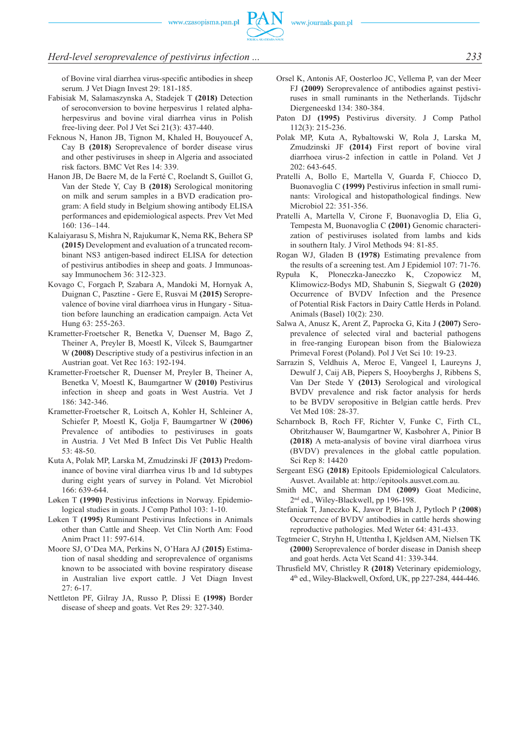of Bovine viral diarrhea virus-specific antibodies in sheep serum. J Vet Diagn Invest 29: 181-185.

Fabisiak M, Salamaszynska A, Stadejek T **(2018)** Detection of seroconversion to bovine herpesvirus 1 related alphaherpesvirus and bovine viral diarrhea virus in Polish free-living deer. Pol J Vet Sci 21(3): 437-440.

Feknous N, Hanon JB, Tignon M, Khaled H, Bouyoucef A, Cay B **(2018)** Seroprevalence of border disease virus and other pestiviruses in sheep in Algeria and associated risk factors. BMC Vet Res 14: 339.

Hanon JB, De Baere M, de la Ferté C, Roelandt S, Guillot G, Van der Stede Y, Cay B **(2018)** Serological monitoring on milk and serum samples in a BVD eradication program: A field study in Belgium showing antibody ELISA performances and epidemiological aspects. Prev Vet Med 160: 136–144.

Kalaiyarasu S, Mishra N, Rajukumar K, Nema RK, Behera SP **(2015)** Development and evaluation of a truncated recombinant NS3 antigen-based indirect ELISA for detection of pestivirus antibodies in sheep and goats. J Immunoassay Immunochem 36: 312-323.

Kovago C, Forgach P, Szabara A, Mandoki M, Hornyak A, Duignan C, Pasztine - Gere E, Rusvai M **(2015)** Seroprevalence of bovine viral diarrhoea virus in Hungary - Situation before launching an eradication campaign. Acta Vet Hung 63: 255-263.

Krametter-Froetscher R, Benetka V, Duenser M, Bago Z, Theiner A, Preyler B, Moestl K, Vilcek S, Baumgartner W **(2008)** Descriptive study of a pestivirus infection in an Austrian goat. Vet Rec 163: 192-194.

Krametter-Froetscher R, Duenser M, Preyler B, Theiner A, Benetka V, Moestl K, Baumgartner W **(2010)** Pestivirus infection in sheep and goats in West Austria. Vet J 186: 342-346.

Krametter-Froetscher R, Loitsch A, Kohler H, Schleiner A, Schiefer P, Moestl K, Golja F, Baumgartner W **(2006)** Prevalence of antibodies to pestiviruses in goats in Austria. J Vet Med B Infect Dis Vet Public Health 53: 48-50.

Kuta A, Polak MP, Larska M, Zmudzinski JF **(2013)** Predominance of bovine viral diarrhea virus 1b and 1d subtypes during eight years of survey in Poland. Vet Microbiol 166: 639-644.

Løken T **(1990)** Pestivirus infections in Norway. Epidemiological studies in goats. J Comp Pathol 103: 1-10.

Løken T **(1995)** Ruminant Pestivirus Infections in Animals other than Cattle and Sheep. Vet Clin North Am: Food Anim Pract 11: 597-614.

Moore SJ, O'Dea MA, Perkins N, O'Hara AJ (**2015**) Estimation of nasal shedding and seroprevalence of organisms known to be associated with bovine respiratory disease in Australian live export cattle. J Vet Diagn Invest 27: 6-17.

Nettleton PF, Gilray JA, Russo P, Dlissi E **(1998)** Border disease of sheep and goats. Vet Res 29: 327-340.

Orsel K, Antonis AF, Oosterloo JC, Vellema P, van der Meer FJ **(2009)** Seroprevalence of antibodies against pestiviruses in small ruminants in the Netherlands. Tijdschr Diergeneeskd 134: 380-384.

Paton DJ **(1995)** Pestivirus diversity. J Comp Pathol 112(3): 215-236.

Polak MP, Kuta A, Rybaltowski W, Rola J, Larska M, Zmudzinski JF **(2014)** First report of bovine viral diarrhoea virus-2 infection in cattle in Poland. Vet J 202: 643-645.

Pratelli A, Bollo E, Martella V, Guarda F, Chiocco D, Buonavoglia C **(1999)** Pestivirus infection in small ruminants: Virological and histopathological findings. New Microbiol 22: 351-356.

Pratelli A, Martella V, Cirone F, Buonavoglia D, Elia G, Tempesta M, Buonavoglia C **(2001)** Genomic characterization of pestiviruses isolated from lambs and kids in southern Italy. J Virol Methods 94: 81-85.

Rogan WJ, Gladen B **(1978)** Estimating prevalence from the results of a screening test. Am J Epidemiol 107: 71-76.

Rypuła K, Płoneczka-Janeczko K, Czopowicz M, Klimowicz-Bodys MD, Shabunin S, Siegwalt G **(2020)** Occurrence of BVDV Infection and the Presence of Potential Risk Factors in Dairy Cattle Herds in Poland. Animals (Basel) 10(2): 230.

Salwa A, Anusz K, Arent Z, Paprocka G, Kita J **(2007)** Seroprevalence of selected viral and bacterial pathogens in free-ranging European bison from the Bialowieza Primeval Forest (Poland). Pol J Vet Sci 10: 19-23.

Sarrazin S, Veldhuis A, Meroc E, Vangeel I, Laureyns J, Dewulf J, Caij AB, Piepers S, Hooyberghs J, Ribbens S, Van Der Stede Y **(2013)** Serological and virological BVDV prevalence and risk factor analysis for herds to be BVDV seropositive in Belgian cattle herds. Prev Vet Med 108: 28-37.

Scharnbock B, Roch FF, Richter V, Funke C, Firth CL, Obritzhauser W, Baumgartner W, Kasbohrer A, Pinior B **(2018)** A meta-analysis of bovine viral diarrhoea virus (BVDV) prevalences in the global cattle population. Sci Rep 8: 14420

Sergeant ESG **(2018)** Epitools Epidemiological Calculators. Ausvet. Available at: http://epitools.ausvet.com.au.

Smith MC, and Sherman DM **(2009)** Goat Medicine, 2[nd] ed., Wiley-Blackwell, pp 196-198.

Stefaniak T, Janeczko K, Jawor P, Błach J, Pytloch P (**2008**) Occurrence of BVDV antibodies in cattle herds showing reproductive pathologies. Med Weter 64: 431-433.

Tegtmeier C, Stryhn H, Uttentha I, Kjeldsen AM, Nielsen TK **(2000)** Seroprevalence of border disease in Danish sheep and goat herds. Acta Vet Scand 41: 339-344.

Thrusfield MV, Christley R **(2018)** Veterinary epidemiology, 4[th] ed., Wiley-Blackwell, Oxford, UK, pp 227-284, 444-446.